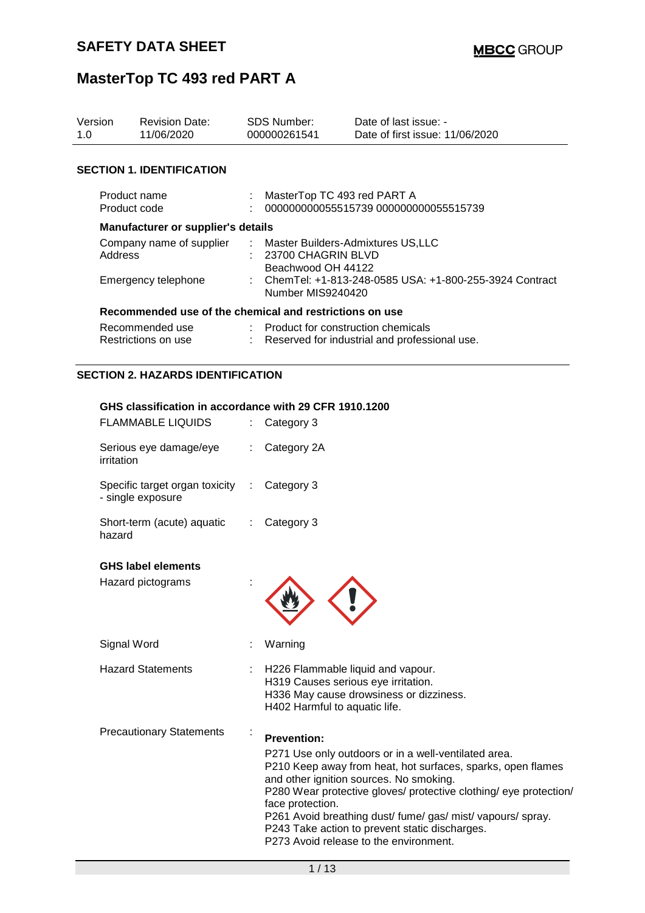# SAFETY DATA SHEET

**MBCC** GROUP

# MasterTop TC 493 red PART A

| Version | Revision Date: | SDS Number: | Date of last issue: - |
|---|---|---|---|
| 1.0 | 11/06/2020 | 000000261541 | Date of first issue: 11/06/2020 |

## SECTION 1. IDENTIFICATION

Product name : MasterTop TC 493 red PART A
Product code : 000000000055515739 000000000055515739

### Manufacturer or supplier's details

Company name of supplier : Master Builders-Admixtures US,LLC
Address : 23700 CHAGRIN BLVD
Beachwood OH 44122
Emergency telephone : ChemTel: +1-813-248-0585 USA: +1-800-255-3924 Contract Number MIS9240420

### Recommended use of the chemical and restrictions on use

Recommended use : Product for construction chemicals
Restrictions on use : Reserved for industrial and professional use.

## SECTION 2. HAZARDS IDENTIFICATION

### GHS classification in accordance with 29 CFR 1910.1200

FLAMMABLE LIQUIDS : Category 3

Serious eye damage/eye irritation : Category 2A

Specific target organ toxicity - single exposure : Category 3

Short-term (acute) aquatic hazard : Category 3

### GHS label elements

Hazard pictograms :

Signal Word : Warning

Hazard Statements :
H226 Flammable liquid and vapour.
H319 Causes serious eye irritation.
H336 May cause drowsiness or dizziness.
H402 Harmful to aquatic life.

Precautionary Statements :

**Prevention:**

P271 Use only outdoors or in a well-ventilated area.
P210 Keep away from heat, hot surfaces, sparks, open flames and other ignition sources. No smoking.
P280 Wear protective gloves/ protective clothing/ eye protection/ face protection.
P261 Avoid breathing dust/ fume/ gas/ mist/ vapours/ spray.
P243 Take action to prevent static discharges.
P273 Avoid release to the environment.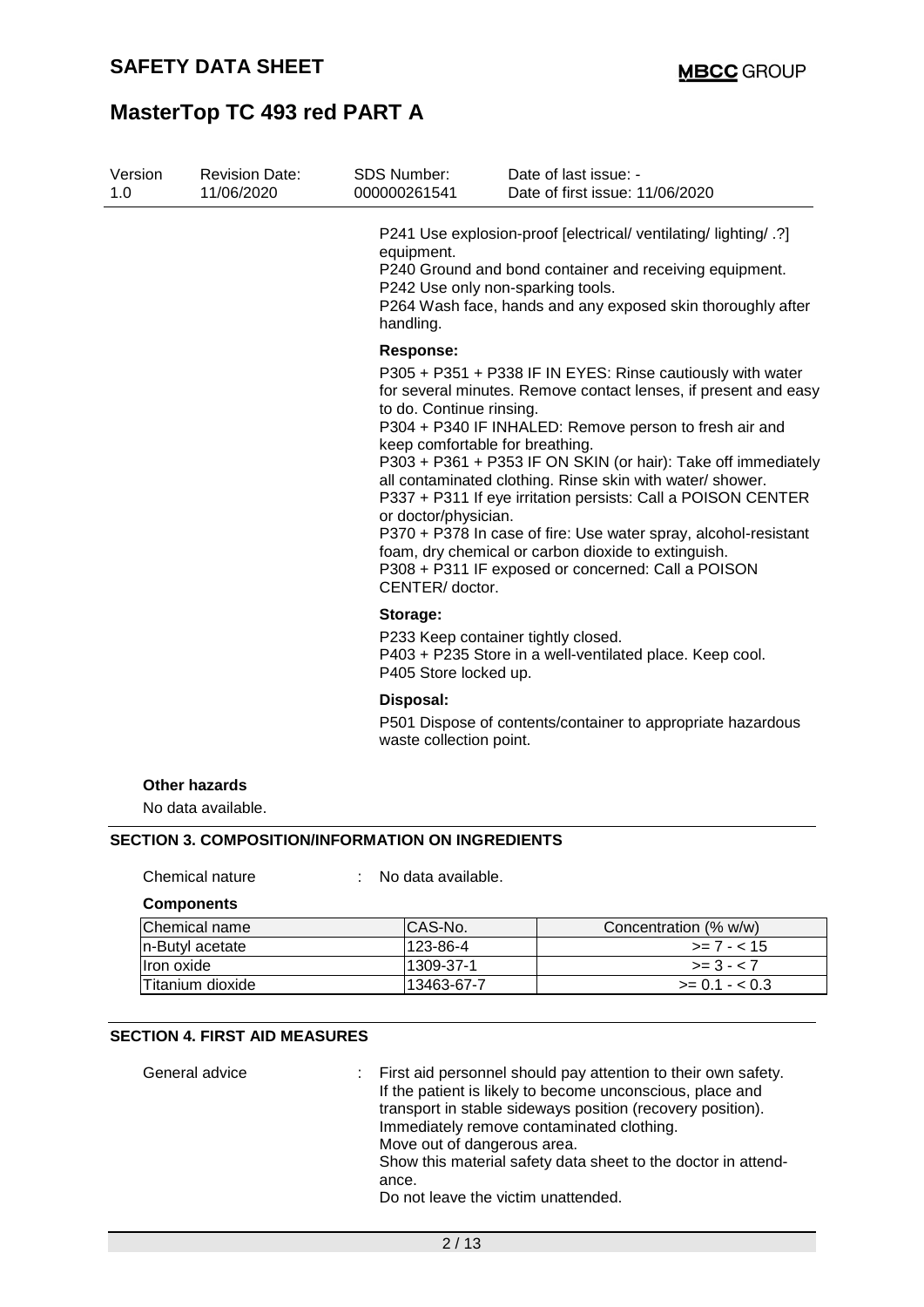P241 Use explosion-proof [electrical/ ventilating/ lighting/ .?] equipment.
P240 Ground and bond container and receiving equipment.
P242 Use only non-sparking tools.
P264 Wash face, hands and any exposed skin thoroughly after handling.

**Response:**

P305 + P351 + P338 IF IN EYES: Rinse cautiously with water for several minutes. Remove contact lenses, if present and easy to do. Continue rinsing.
P304 + P340 IF INHALED: Remove person to fresh air and keep comfortable for breathing.
P303 + P361 + P353 IF ON SKIN (or hair): Take off immediately all contaminated clothing. Rinse skin with water/ shower.
P337 + P311 If eye irritation persists: Call a POISON CENTER or doctor/physician.
P370 + P378 In case of fire: Use water spray, alcohol-resistant foam, dry chemical or carbon dioxide to extinguish.
P308 + P311 IF exposed or concerned: Call a POISON CENTER/ doctor.

**Storage:**

P233 Keep container tightly closed.
P403 + P235 Store in a well-ventilated place. Keep cool.
P405 Store locked up.

**Disposal:**

P501 Dispose of contents/container to appropriate hazardous waste collection point.

**Other hazards**

No data available.

## SECTION 3. COMPOSITION/INFORMATION ON INGREDIENTS

Chemical nature : No data available.

**Components**

| Chemical name | CAS-No. | Concentration (% w/w) |
|---|---|---|
| n-Butyl acetate | 123-86-4 | >= 7 - < 15 |
| Iron oxide | 1309-37-1 | >= 3 - < 7 |
| Titanium dioxide | 13463-67-7 | >= 0.1 - < 0.3 |

## SECTION 4. FIRST AID MEASURES

General advice : First aid personnel should pay attention to their own safety.
If the patient is likely to become unconscious, place and transport in stable sideways position (recovery position).
Immediately remove contaminated clothing.
Move out of dangerous area.
Show this material safety data sheet to the doctor in attendance.
Do not leave the victim unattended.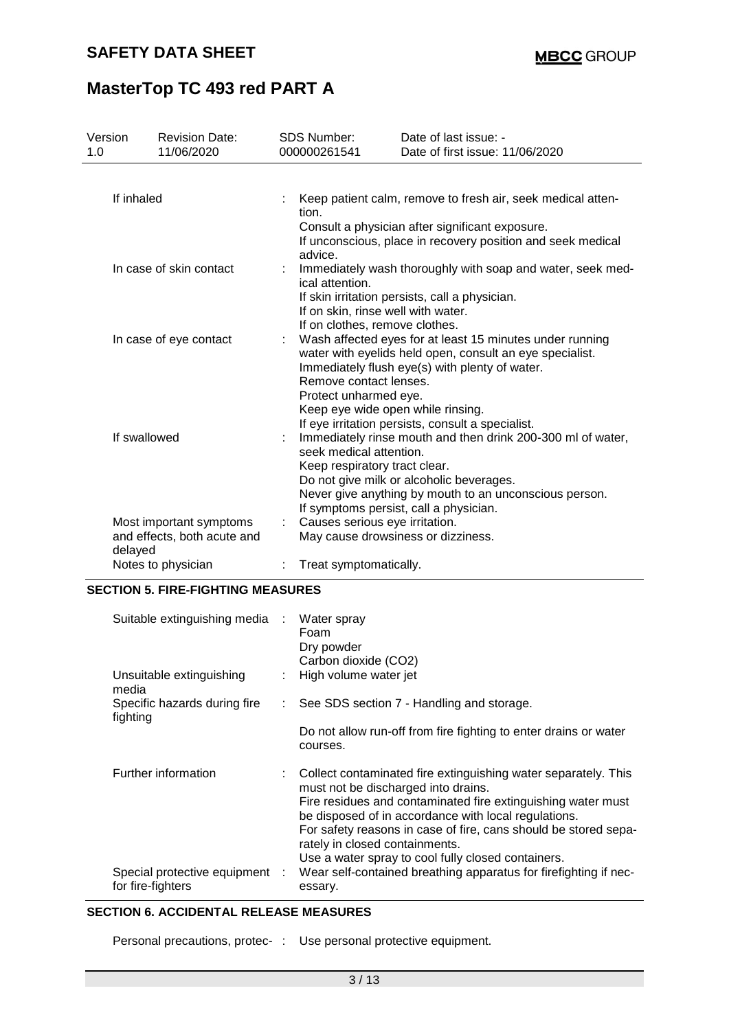| Version 1.0 | Revision Date: 11/06/2020 | SDS Number: 000000261541 | Date of last issue: - Date of first issue: 11/06/2020 |
|---|---|---|---|

| | |
|---|---|
| If inhaled | Keep patient calm, remove to fresh air, seek medical attention.<br>Consult a physician after significant exposure.<br>If unconscious, place in recovery position and seek medical advice. |
| In case of skin contact | Immediately wash thoroughly with soap and water, seek medical attention.<br>If skin irritation persists, call a physician.<br>If on skin, rinse well with water.<br>If on clothes, remove clothes. |
| In case of eye contact | Wash affected eyes for at least 15 minutes under running water with eyelids held open, consult an eye specialist.<br>Immediately flush eye(s) with plenty of water.<br>Remove contact lenses.<br>Protect unharmed eye.<br>Keep eye wide open while rinsing.<br>If eye irritation persists, consult a specialist. |
| If swallowed | Immediately rinse mouth and then drink 200-300 ml of water, seek medical attention.<br>Keep respiratory tract clear.<br>Do not give milk or alcoholic beverages.<br>Never give anything by mouth to an unconscious person.<br>If symptoms persist, call a physician. |
| Most important symptoms and effects, both acute and delayed | Causes serious eye irritation.<br>May cause drowsiness or dizziness. |
| Notes to physician | Treat symptomatically. |

## SECTION 5. FIRE-FIGHTING MEASURES

| | |
|---|---|
| Suitable extinguishing media | Water spray<br>Foam<br>Dry powder<br>Carbon dioxide ($CO_2$) |
| Unsuitable extinguishing media | High volume water jet |
| Specific hazards during fire fighting | See SDS section 7 - Handling and storage.<br><br>Do not allow run-off from fire fighting to enter drains or water courses. |
| Further information | Collect contaminated fire extinguishing water separately. This must not be discharged into drains.<br>Fire residues and contaminated fire extinguishing water must be disposed of in accordance with local regulations.<br>For safety reasons in case of fire, cans should be stored separately in closed containments.<br>Use a water spray to cool fully closed containers. |
| Special protective equipment for fire-fighters | Wear self-contained breathing apparatus for firefighting if necessary. |

## SECTION 6. ACCIDENTAL RELEASE MEASURES

| | |
|---|---|
| Personal precautions, protec- | Use personal protective equipment. |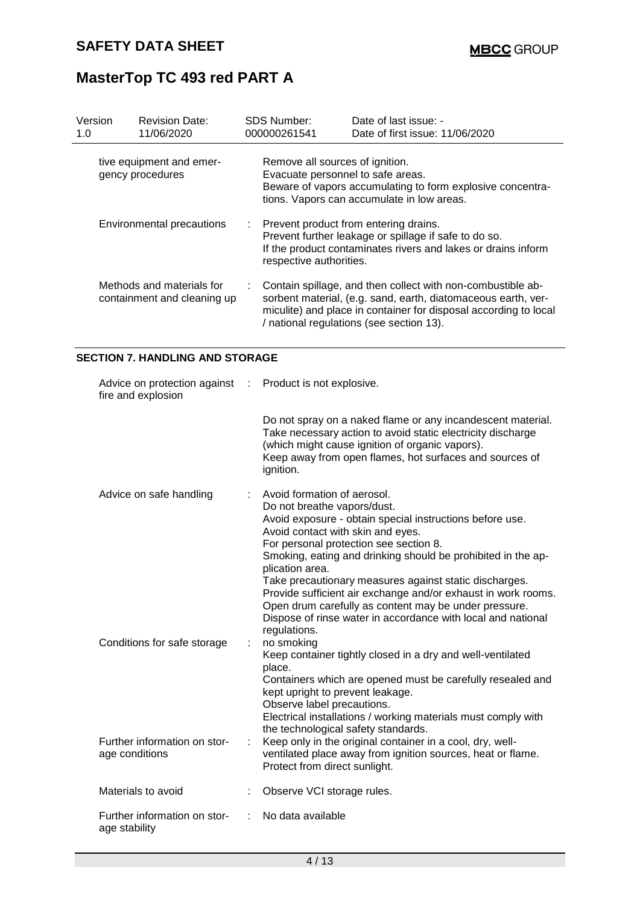| | | |
|---|---|---|
| tive equipment and emergency procedures | | Remove all sources of ignition.<br>Evacuate personnel to safe areas.<br>Beware of vapors accumulating to form explosive concentrations. Vapors can accumulate in low areas. |
| Environmental precautions | : | Prevent product from entering drains.<br>Prevent further leakage or spillage if safe to do so.<br>If the product contaminates rivers and lakes or drains inform respective authorities. |
| Methods and materials for containment and cleaning up | : | Contain spillage, and then collect with non-combustible absorbent material, (e.g. sand, earth, diatomaceous earth, vermiculite) and place in container for disposal according to local / national regulations (see section 13). |

## SECTION 7. HANDLING AND STORAGE

| | | |
|---|---|---|
| Advice on protection against fire and explosion | : | Product is not explosive.<br><br>Do not spray on a naked flame or any incandescent material.<br>Take necessary action to avoid static electricity discharge (which might cause ignition of organic vapors).<br>Keep away from open flames, hot surfaces and sources of ignition. |
| Advice on safe handling | : | Avoid formation of aerosol.<br>Do not breathe vapors/dust.<br>Avoid exposure - obtain special instructions before use.<br>Avoid contact with skin and eyes.<br>For personal protection see section 8.<br>Smoking, eating and drinking should be prohibited in the application area.<br>Take precautionary measures against static discharges.<br>Provide sufficient air exchange and/or exhaust in work rooms.<br>Open drum carefully as content may be under pressure.<br>Dispose of rinse water in accordance with local and national regulations. |
| Conditions for safe storage | : | no smoking<br>Keep container tightly closed in a dry and well-ventilated place.<br>Containers which are opened must be carefully resealed and kept upright to prevent leakage.<br>Observe label precautions.<br>Electrical installations / working materials must comply with the technological safety standards. |
| Further information on storage conditions | : | Keep only in the original container in a cool, dry, well-ventilated place away from ignition sources, heat or flame.<br>Protect from direct sunlight. |
| Materials to avoid | : | Observe VCI storage rules. |
| Further information on storage stability | : | No data available |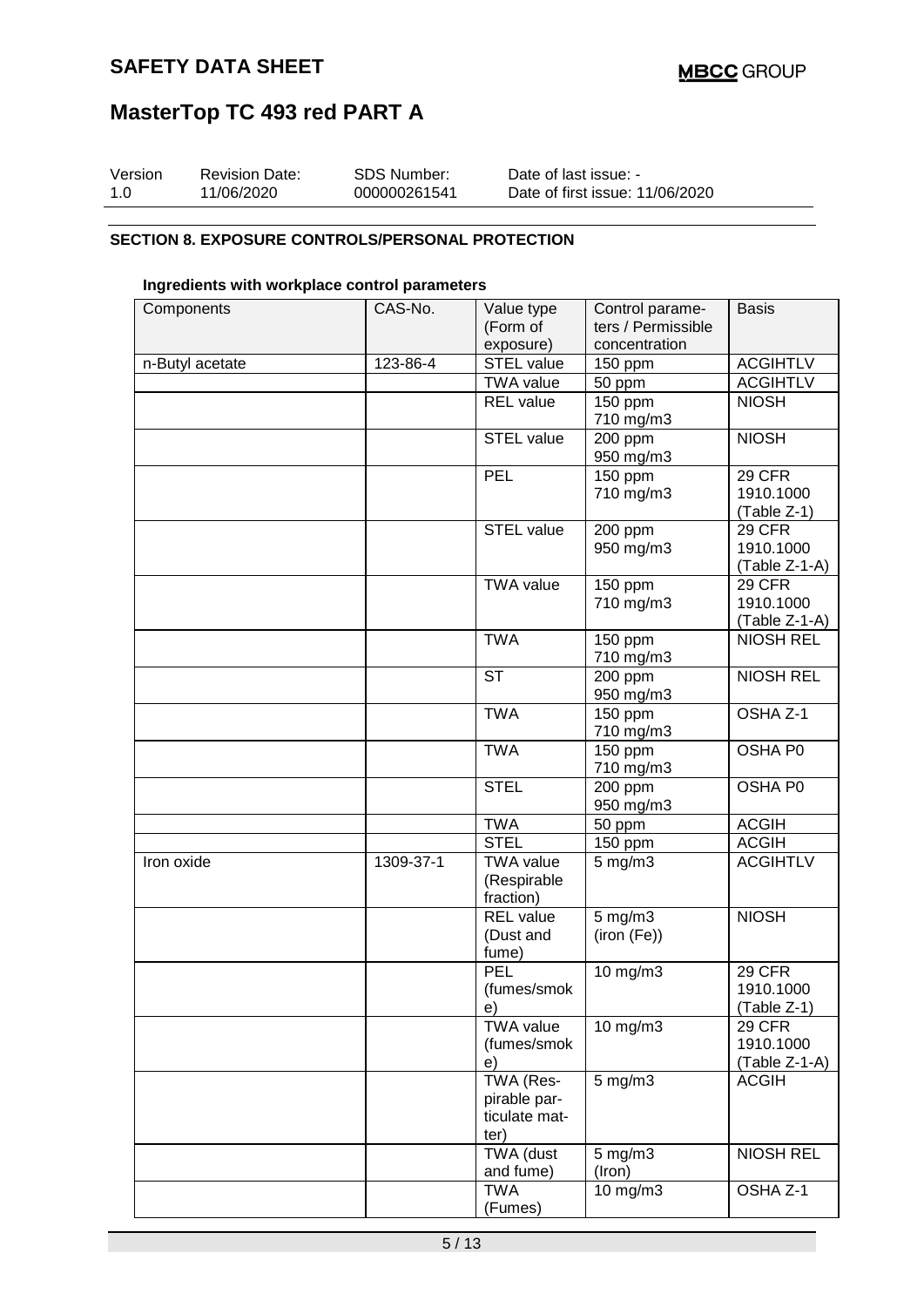# SAFETY DATA SHEET

# MasterTop TC 493 red PART A

| Version | Revision Date: | SDS Number: | Date of last issue: - |
|---|---|---|---|
| 1.0 | 11/06/2020 | 000000261541 | Date of first issue: 11/06/2020 |

## SECTION 8. EXPOSURE CONTROLS/PERSONAL PROTECTION

**Ingredients with workplace control parameters**

| Components | CAS-No. | Value type (Form of exposure) | Control parameters / Permissible concentration | Basis |
|---|---|---|---|---|
| n-Butyl acetate | 123-86-4 | STEL value | 150 ppm | ACGIHTLV |
| | | TWA value | 50 ppm | ACGIHTLV |
| | | REL value | 150 ppm 710 mg/m3 | NIOSH |
| | | STEL value | 200 ppm 950 mg/m3 | NIOSH |
| | | PEL | 150 ppm 710 mg/m3 | 29 CFR 1910.1000 (Table Z-1) |
| | | STEL value | 200 ppm 950 mg/m3 | 29 CFR 1910.1000 (Table Z-1-A) |
| | | TWA value | 150 ppm 710 mg/m3 | 29 CFR 1910.1000 (Table Z-1-A) |
| | | TWA | 150 ppm 710 mg/m3 | NIOSH REL |
| | | ST | 200 ppm 950 mg/m3 | NIOSH REL |
| | | TWA | 150 ppm 710 mg/m3 | OSHA Z-1 |
| | | TWA | 150 ppm 710 mg/m3 | OSHA P0 |
| | | STEL | 200 ppm 950 mg/m3 | OSHA P0 |
| | | TWA | 50 ppm | ACGIH |
| | | STEL | 150 ppm | ACGIH |
| Iron oxide | 1309-37-1 | TWA value (Respirable fraction) | 5 mg/m3 | ACGIHTLV |
| | | REL value (Dust and fume) | 5 mg/m3 (iron (Fe)) | NIOSH |
| | | PEL (fumes/smoke) | 10 mg/m3 | 29 CFR 1910.1000 (Table Z-1) |
| | | TWA value (fumes/smoke) | 10 mg/m3 | 29 CFR 1910.1000 (Table Z-1-A) |
| | | TWA (Respirable particulate matter) | 5 mg/m3 | ACGIH |
| | | TWA (dust and fume) | 5 mg/m3 (Iron) | NIOSH REL |
| | | TWA (Fumes) | 10 mg/m3 | OSHA Z-1 |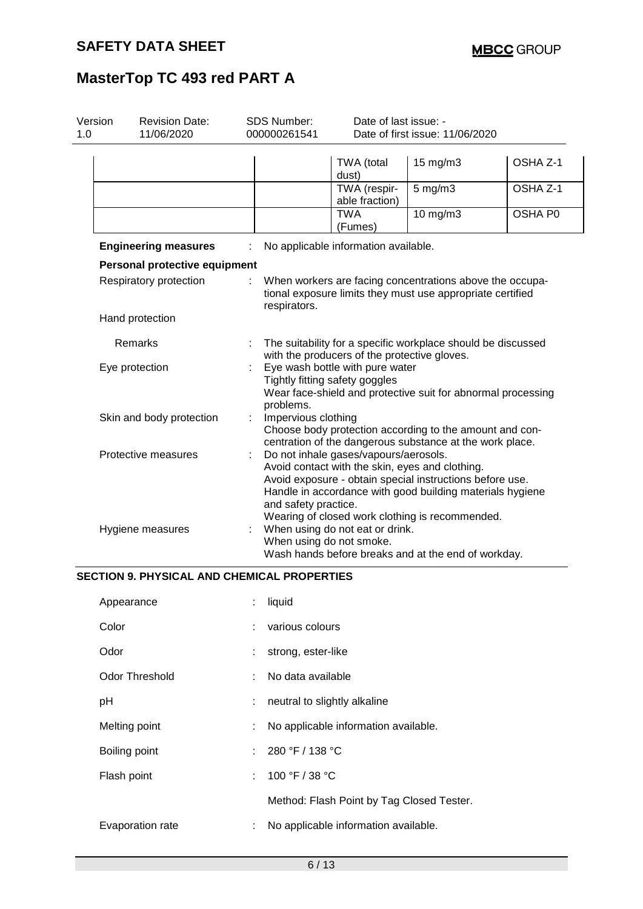| | | | | |
|---|---|---|---|---|
| | | TWA (total dust) | 15 mg/m3 | OSHA Z-1 |
| | | TWA (respirable fraction) | 5 mg/m3 | OSHA Z-1 |
| | | TWA (Fumes) | 10 mg/m3 | OSHA P0 |

**Engineering measures** : No applicable information available.

**Personal protective equipment**

Respiratory protection : When workers are facing concentrations above the occupational exposure limits they must use appropriate certified respirators.

Hand protection

Remarks : The suitability for a specific workplace should be discussed with the producers of the protective gloves.

Eye protection : Eye wash bottle with pure water
Tightly fitting safety goggles
Wear face-shield and protective suit for abnormal processing problems.

Skin and body protection : Impervious clothing
Choose body protection according to the amount and concentration of the dangerous substance at the work place.

Protective measures : Do not inhale gases/vapours/aerosols.
Avoid contact with the skin, eyes and clothing.
Avoid exposure - obtain special instructions before use.
Handle in accordance with good building materials hygiene and safety practice.
Wearing of closed work clothing is recommended.

Hygiene measures : When using do not eat or drink.
When using do not smoke.
Wash hands before breaks and at the end of workday.

## SECTION 9. PHYSICAL AND CHEMICAL PROPERTIES

Appearance : liquid

Color : various colours

Odor : strong, ester-like

Odor Threshold : No data available

pH : neutral to slightly alkaline

Melting point : No applicable information available.

Boiling point : 280 °F / 138 °C

Flash point : 100 °F / 38 °C

Method: Flash Point by Tag Closed Tester.

Evaporation rate : No applicable information available.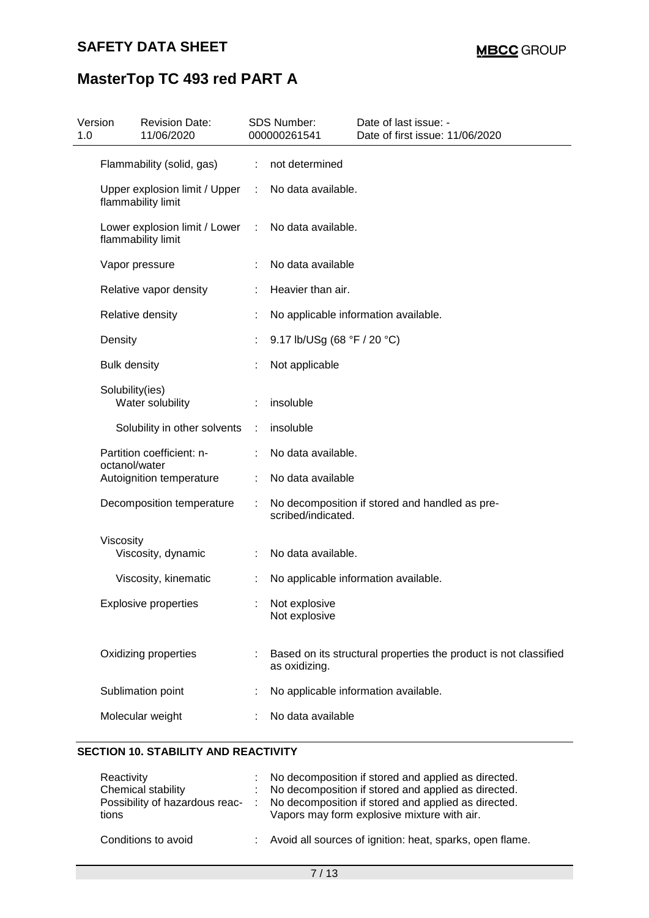| Property | | Value |
|---|---|---|
| Flammability (solid, gas) | : | not determined |
| Upper explosion limit / Upper flammability limit | : | No data available. |
| Lower explosion limit / Lower flammability limit | : | No data available. |
| Vapor pressure | : | No data available |
| Relative vapor density | : | Heavier than air. |
| Relative density | : | No applicable information available. |
| Density | : | 9.17 lb/USg (68 °F / 20 °C) |
| Bulk density | : | Not applicable |
| Solubility(ies) | | |
| Water solubility | : | insoluble |
| Solubility in other solvents | : | insoluble |
| Partition coefficient: n-octanol/water | : | No data available. |
| Autoignition temperature | : | No data available |
| Decomposition temperature | : | No decomposition if stored and handled as prescribed/indicated. |
| Viscosity | | |
| Viscosity, dynamic | : | No data available. |
| Viscosity, kinematic | : | No applicable information available. |
| Explosive properties | : | Not explosive<br>Not explosive |
| Oxidizing properties | : | Based on its structural properties the product is not classified as oxidizing. |
| Sublimation point | : | No applicable information available. |
| Molecular weight | : | No data available |

## SECTION 10. STABILITY AND REACTIVITY

| Property | | Value |
|---|---|---|
| Reactivity | : | No decomposition if stored and applied as directed. |
| Chemical stability | : | No decomposition if stored and applied as directed. |
| Possibility of hazardous reactions | : | No decomposition if stored and applied as directed.<br>Vapors may form explosive mixture with air. |
| Conditions to avoid | : | Avoid all sources of ignition: heat, sparks, open flame. |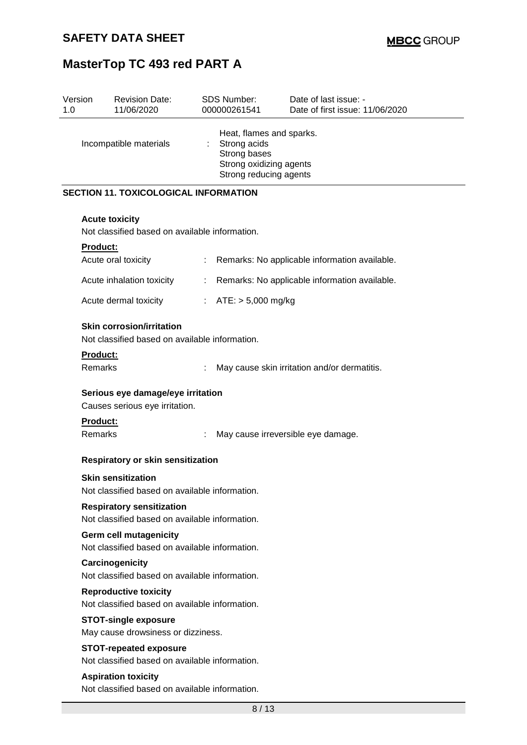| Version 1.0 | Revision Date: 11/06/2020 | SDS Number: 000000261541 | Date of last issue: - Date of first issue: 11/06/2020 |
|---|---|---|---|

Incompatible materials : Heat, flames and sparks.
Strong acids
Strong bases
Strong oxidizing agents
Strong reducing agents

## SECTION 11. TOXICOLOGICAL INFORMATION

**Acute toxicity**

Not classified based on available information.

**Product:**

Acute oral toxicity : Remarks: No applicable information available.

Acute inhalation toxicity : Remarks: No applicable information available.

Acute dermal toxicity : ATE: > 5,000 mg/kg

**Skin corrosion/irritation**

Not classified based on available information.

**Product:**

Remarks : May cause skin irritation and/or dermatitis.

**Serious eye damage/eye irritation**

Causes serious eye irritation.

**Product:**

Remarks : May cause irreversible eye damage.

**Respiratory or skin sensitization**

**Skin sensitization**

Not classified based on available information.

**Respiratory sensitization**

Not classified based on available information.

**Germ cell mutagenicity**

Not classified based on available information.

**Carcinogenicity**

Not classified based on available information.

**Reproductive toxicity**

Not classified based on available information.

**STOT-single exposure**

May cause drowsiness or dizziness.

**STOT-repeated exposure**

Not classified based on available information.

**Aspiration toxicity**

Not classified based on available information.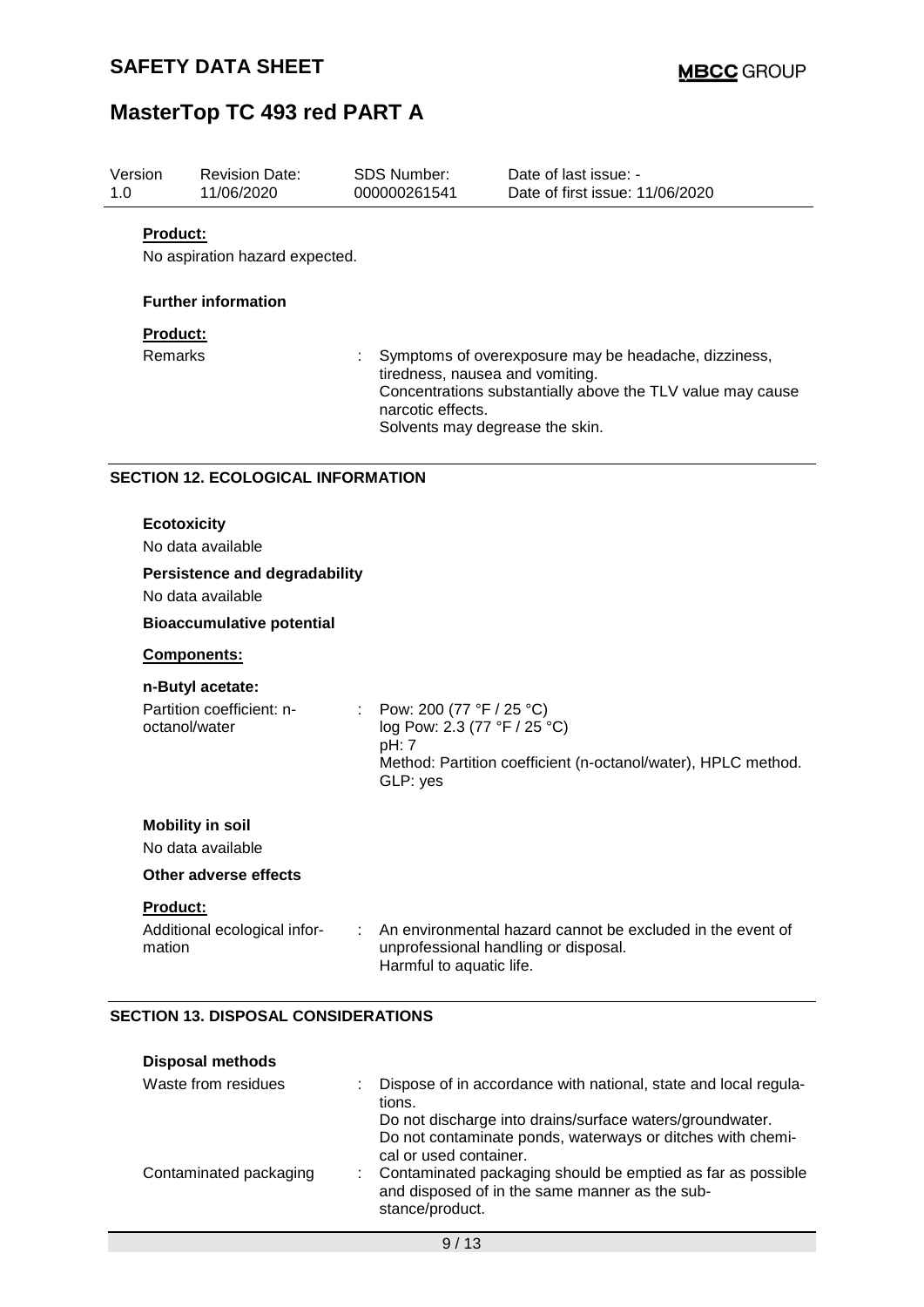**Product:**

No aspiration hazard expected.

**Further information**

**Product:**

| | | |
|---|---|---|
| Remarks | : | Symptoms of overexposure may be headache, dizziness, tiredness, nausea and vomiting.<br>Concentrations substantially above the TLV value may cause narcotic effects.<br>Solvents may degrease the skin. |

## SECTION 12. ECOLOGICAL INFORMATION

**Ecotoxicity**

No data available

**Persistence and degradability**

No data available

**Bioaccumulative potential**

**Components:**

**n-Butyl acetate:**

| | | |
|---|---|---|
| Partition coefficient: n-octanol/water | : | Pow: 200 (77 °F / 25 °C)<br>log Pow: 2.3 (77 °F / 25 °C)<br>pH: 7<br>Method: Partition coefficient (n-octanol/water), HPLC method.<br>GLP: yes |

**Mobility in soil**

No data available

**Other adverse effects**

**Product:**

| | | |
|---|---|---|
| Additional ecological information | : | An environmental hazard cannot be excluded in the event of unprofessional handling or disposal.<br>Harmful to aquatic life. |

## SECTION 13. DISPOSAL CONSIDERATIONS

**Disposal methods**

| | | |
|---|---|---|
| Waste from residues | : | Dispose of in accordance with national, state and local regulations.<br>Do not discharge into drains/surface waters/groundwater.<br>Do not contaminate ponds, waterways or ditches with chemical or used container. |
| Contaminated packaging | : | Contaminated packaging should be emptied as far as possible and disposed of in the same manner as the substance/product. |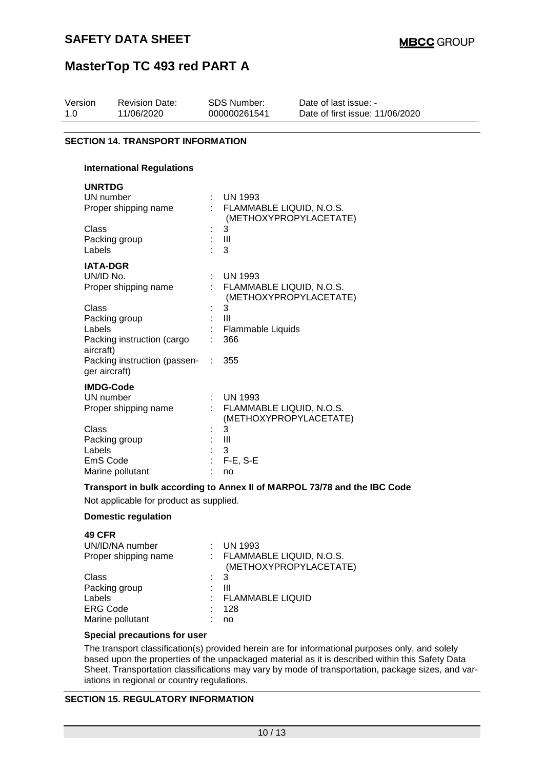## SECTION 14. TRANSPORT INFORMATION

### International Regulations

**UNRTDG**

| | | |
|---|---|---|
| UN number | : | UN 1993 |
| Proper shipping name | : | FLAMMABLE LIQUID, N.O.S. (METHOXYPROPYLACETATE) |
| Class | : | 3 |
| Packing group | : | III |
| Labels | : | 3 |

**IATA-DGR**

| | | |
|---|---|---|
| UN/ID No. | : | UN 1993 |
| Proper shipping name | : | FLAMMABLE LIQUID, N.O.S. (METHOXYPROPYLACETATE) |
| Class | : | 3 |
| Packing group | : | III |
| Labels | : | Flammable Liquids |
| Packing instruction (cargo aircraft) | : | 366 |
| Packing instruction (passenger aircraft) | : | 355 |

**IMDG-Code**

| | | |
|---|---|---|
| UN number | : | UN 1993 |
| Proper shipping name | : | FLAMMABLE LIQUID, N.O.S. (METHOXYPROPYLACETATE) |
| Class | : | 3 |
| Packing group | : | III |
| Labels | : | 3 |
| EmS Code | : | F-E, S-E |
| Marine pollutant | : | no |

**Transport in bulk according to Annex II of MARPOL 73/78 and the IBC Code**

Not applicable for product as supplied.

### Domestic regulation

**49 CFR**

| | | |
|---|---|---|
| UN/ID/NA number | : | UN 1993 |
| Proper shipping name | : | FLAMMABLE LIQUID, N.O.S. (METHOXYPROPYLACETATE) |
| Class | : | 3 |
| Packing group | : | III |
| Labels | : | FLAMMABLE LIQUID |
| ERG Code | : | 128 |
| Marine pollutant | : | no |

**Special precautions for user**

The transport classification(s) provided herein are for informational purposes only, and solely based upon the properties of the unpackaged material as it is described within this Safety Data Sheet. Transportation classifications may vary by mode of transportation, package sizes, and variations in regional or country regulations.

## SECTION 15. REGULATORY INFORMATION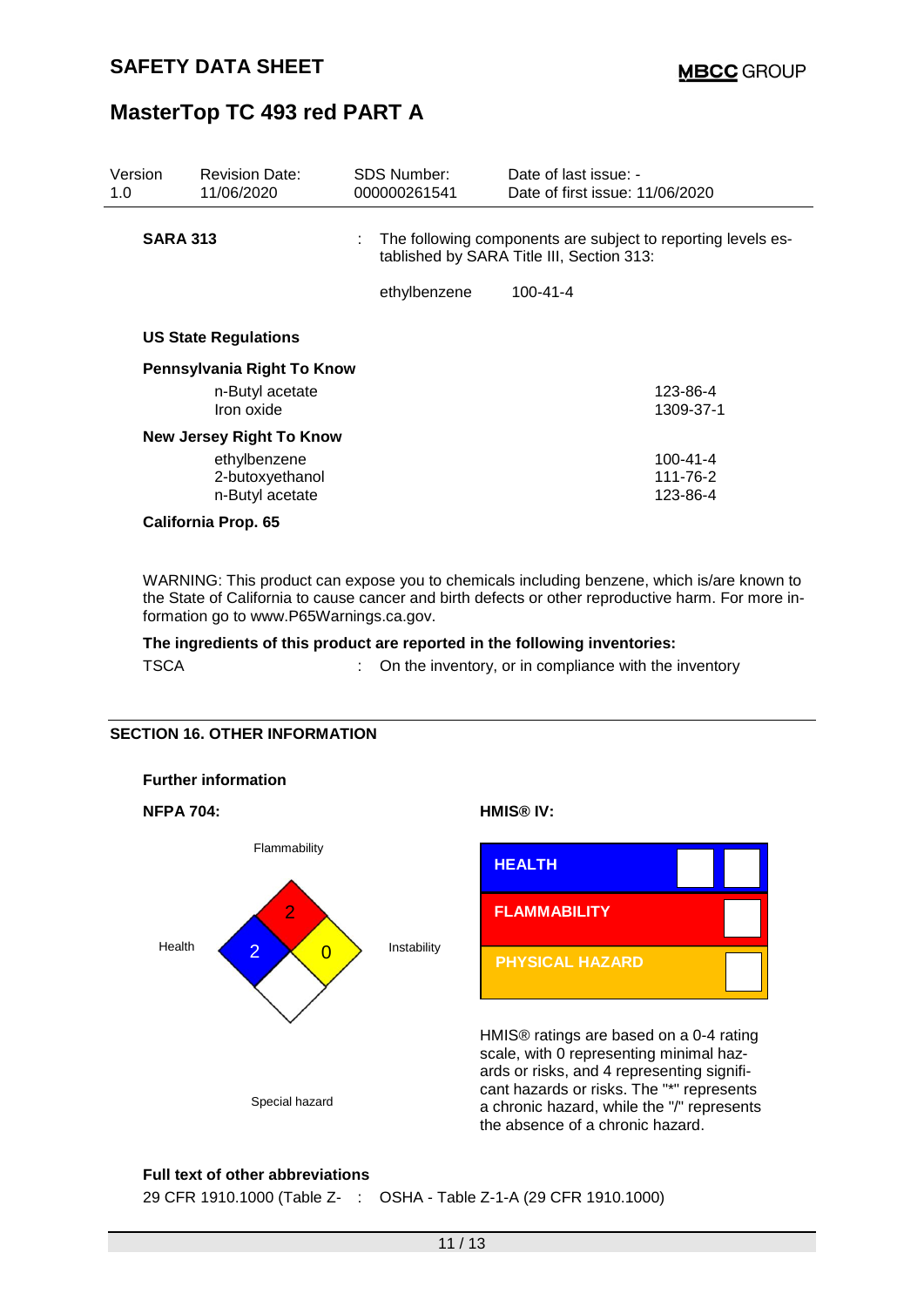| Version | Revision Date: | SDS Number: | Date of last issue: - |
|---|---|---|---|
| 1.0 | 11/06/2020 | 000000261541 | Date of first issue: 11/06/2020 |

**SARA 313** : The following components are subject to reporting levels established by SARA Title III, Section 313:

| | |
|---|---|
| ethylbenzene | 100-41-4 |

**US State Regulations**

**Pennsylvania Right To Know**

| | |
|---|---|
| n-Butyl acetate | 123-86-4 |
| Iron oxide | 1309-37-1 |

**New Jersey Right To Know**

| | |
|---|---|
| ethylbenzene | 100-41-4 |
| 2-butoxyethanol | 111-76-2 |
| n-Butyl acetate | 123-86-4 |

**California Prop. 65**

WARNING: This product can expose you to chemicals including benzene, which is/are known to the State of California to cause cancer and birth defects or other reproductive harm. For more information go to www.P65Warnings.ca.gov.

**The ingredients of this product are reported in the following inventories:**

TSCA : On the inventory, or in compliance with the inventory

## SECTION 16. OTHER INFORMATION

**Further information**

**NFPA 704:**

Flammability: 2
Health: 2
Instability: 0
Special hazard

**HMIS® IV:**

| | |
|---|---|
| HEALTH | |
| FLAMMABILITY | |
| PHYSICAL HAZARD | |

HMIS® ratings are based on a 0-4 rating scale, with 0 representing minimal hazards or risks, and 4 representing significant hazards or risks. The "*" represents a chronic hazard, while the "/" represents the absence of a chronic hazard.

**Full text of other abbreviations**

29 CFR 1910.1000 (Table Z- : OSHA - Table Z-1-A (29 CFR 1910.1000)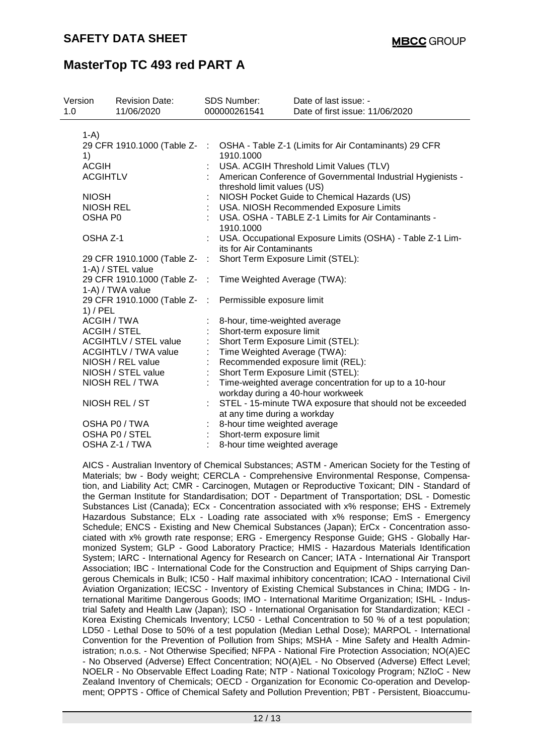| | | |
|---|---|---|
| 29 CFR 1910.1000 (Table Z-1-A) | : | |
| 29 CFR 1910.1000 (Table Z-1) | : | OSHA - Table Z-1 (Limits for Air Contaminants) 29 CFR 1910.1000 |
| ACGIH | : | USA. ACGIH Threshold Limit Values (TLV) |
| ACGIHTLV | : | American Conference of Governmental Industrial Hygienists - threshold limit values (US) |
| NIOSH | : | NIOSH Pocket Guide to Chemical Hazards (US) |
| NIOSH REL | : | USA. NIOSH Recommended Exposure Limits |
| OSHA P0 | : | USA. OSHA - TABLE Z-1 Limits for Air Contaminants - 1910.1000 |
| OSHA Z-1 | : | USA. Occupational Exposure Limits (OSHA) - Table Z-1 Limits for Air Contaminants |
| 29 CFR 1910.1000 (Table Z-1-A) / STEL value | : | Short Term Exposure Limit (STEL): |
| 29 CFR 1910.1000 (Table Z-1-A) / TWA value | : | Time Weighted Average (TWA): |
| 29 CFR 1910.1000 (Table Z-1) / PEL | : | Permissible exposure limit |
| ACGIH / TWA | : | 8-hour, time-weighted average |
| ACGIH / STEL | : | Short-term exposure limit |
| ACGIHTLV / STEL value | : | Short Term Exposure Limit (STEL): |
| ACGIHTLV / TWA value | : | Time Weighted Average (TWA): |
| NIOSH / REL value | : | Recommended exposure limit (REL): |
| NIOSH / STEL value | : | Short Term Exposure Limit (STEL): |
| NIOSH REL / TWA | : | Time-weighted average concentration for up to a 10-hour workday during a 40-hour workweek |
| NIOSH REL / ST | : | STEL - 15-minute TWA exposure that should not be exceeded at any time during a workday |
| OSHA P0 / TWA | : | 8-hour time weighted average |
| OSHA P0 / STEL | : | Short-term exposure limit |
| OSHA Z-1 / TWA | : | 8-hour time weighted average |

AICS - Australian Inventory of Chemical Substances; ASTM - American Society for the Testing of Materials; bw - Body weight; CERCLA - Comprehensive Environmental Response, Compensation, and Liability Act; CMR - Carcinogen, Mutagen or Reproductive Toxicant; DIN - Standard of the German Institute for Standardisation; DOT - Department of Transportation; DSL - Domestic Substances List (Canada); ECx - Concentration associated with x% response; EHS - Extremely Hazardous Substance; ELx - Loading rate associated with x% response; EmS - Emergency Schedule; ENCS - Existing and New Chemical Substances (Japan); ErCx - Concentration associated with x% growth rate response; ERG - Emergency Response Guide; GHS - Globally Harmonized System; GLP - Good Laboratory Practice; HMIS - Hazardous Materials Identification System; IARC - International Agency for Research on Cancer; IATA - International Air Transport Association; IBC - International Code for the Construction and Equipment of Ships carrying Dangerous Chemicals in Bulk; IC50 - Half maximal inhibitory concentration; ICAO - International Civil Aviation Organization; IECSC - Inventory of Existing Chemical Substances in China; IMDG - International Maritime Dangerous Goods; IMO - International Maritime Organization; ISHL - Industrial Safety and Health Law (Japan); ISO - International Organisation for Standardization; KECI - Korea Existing Chemicals Inventory; LC50 - Lethal Concentration to 50 % of a test population; LD50 - Lethal Dose to 50% of a test population (Median Lethal Dose); MARPOL - International Convention for the Prevention of Pollution from Ships; MSHA - Mine Safety and Health Administration; n.o.s. - Not Otherwise Specified; NFPA - National Fire Protection Association; NO(A)EC - No Observed (Adverse) Effect Concentration; NO(A)EL - No Observed (Adverse) Effect Level; NOELR - No Observable Effect Loading Rate; NTP - National Toxicology Program; NZIoC - New Zealand Inventory of Chemicals; OECD - Organization for Economic Co-operation and Development; OPPTS - Office of Chemical Safety and Pollution Prevention; PBT - Persistent, Bioaccumu-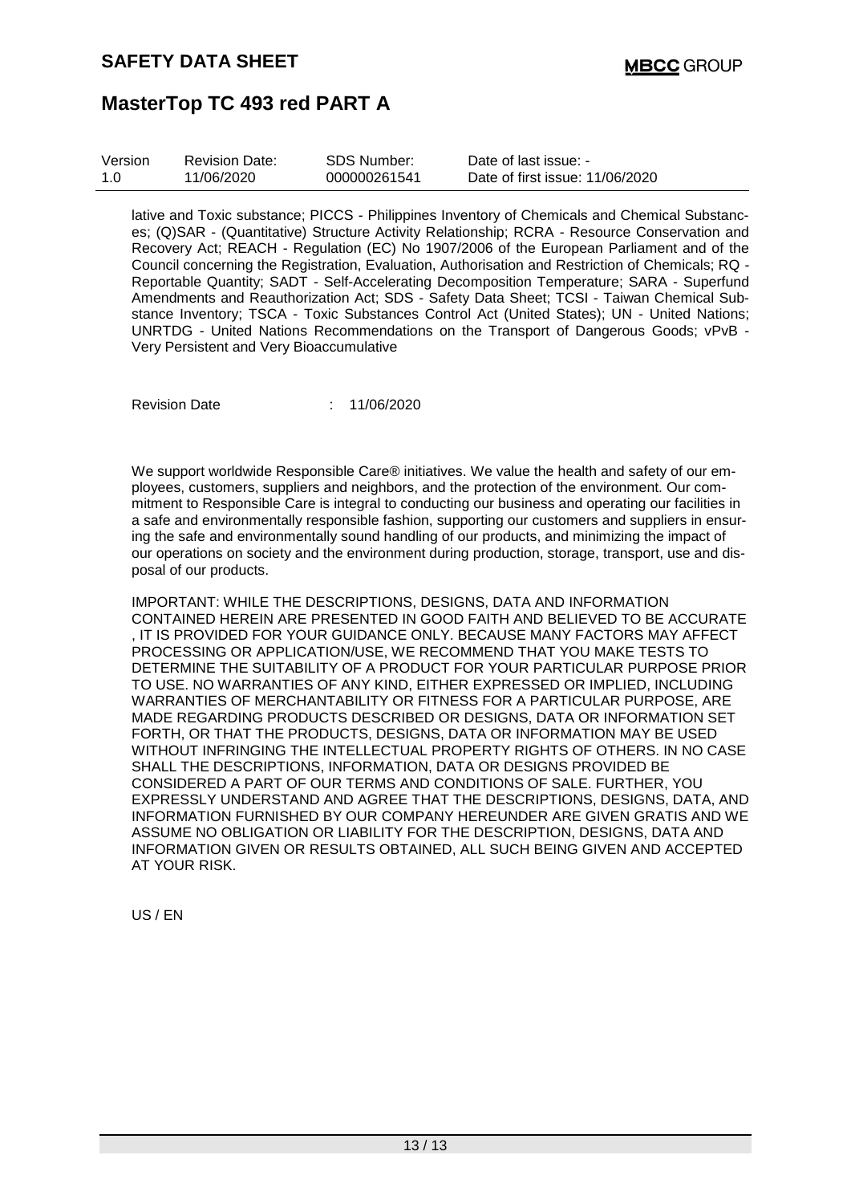lative and Toxic substance; PICCS - Philippines Inventory of Chemicals and Chemical Substances; (Q)SAR - (Quantitative) Structure Activity Relationship; RCRA - Resource Conservation and Recovery Act; REACH - Regulation (EC) No 1907/2006 of the European Parliament and of the Council concerning the Registration, Evaluation, Authorisation and Restriction of Chemicals; RQ - Reportable Quantity; SADT - Self-Accelerating Decomposition Temperature; SARA - Superfund Amendments and Reauthorization Act; SDS - Safety Data Sheet; TCSI - Taiwan Chemical Substance Inventory; TSCA - Toxic Substances Control Act (United States); UN - United Nations; UNRTDG - United Nations Recommendations on the Transport of Dangerous Goods; vPvB - Very Persistent and Very Bioaccumulative

Revision Date : 11/06/2020

We support worldwide Responsible Care® initiatives. We value the health and safety of our employees, customers, suppliers and neighbors, and the protection of the environment. Our commitment to Responsible Care is integral to conducting our business and operating our facilities in a safe and environmentally responsible fashion, supporting our customers and suppliers in ensuring the safe and environmentally sound handling of our products, and minimizing the impact of our operations on society and the environment during production, storage, transport, use and disposal of our products.

IMPORTANT: WHILE THE DESCRIPTIONS, DESIGNS, DATA AND INFORMATION CONTAINED HEREIN ARE PRESENTED IN GOOD FAITH AND BELIEVED TO BE ACCURATE , IT IS PROVIDED FOR YOUR GUIDANCE ONLY. BECAUSE MANY FACTORS MAY AFFECT PROCESSING OR APPLICATION/USE, WE RECOMMEND THAT YOU MAKE TESTS TO DETERMINE THE SUITABILITY OF A PRODUCT FOR YOUR PARTICULAR PURPOSE PRIOR TO USE. NO WARRANTIES OF ANY KIND, EITHER EXPRESSED OR IMPLIED, INCLUDING WARRANTIES OF MERCHANTABILITY OR FITNESS FOR A PARTICULAR PURPOSE, ARE MADE REGARDING PRODUCTS DESCRIBED OR DESIGNS, DATA OR INFORMATION SET FORTH, OR THAT THE PRODUCTS, DESIGNS, DATA OR INFORMATION MAY BE USED WITHOUT INFRINGING THE INTELLECTUAL PROPERTY RIGHTS OF OTHERS. IN NO CASE SHALL THE DESCRIPTIONS, INFORMATION, DATA OR DESIGNS PROVIDED BE CONSIDERED A PART OF OUR TERMS AND CONDITIONS OF SALE. FURTHER, YOU EXPRESSLY UNDERSTAND AND AGREE THAT THE DESCRIPTIONS, DESIGNS, DATA, AND INFORMATION FURNISHED BY OUR COMPANY HEREUNDER ARE GIVEN GRATIS AND WE ASSUME NO OBLIGATION OR LIABILITY FOR THE DESCRIPTION, DESIGNS, DATA AND INFORMATION GIVEN OR RESULTS OBTAINED, ALL SUCH BEING GIVEN AND ACCEPTED AT YOUR RISK.

US / EN